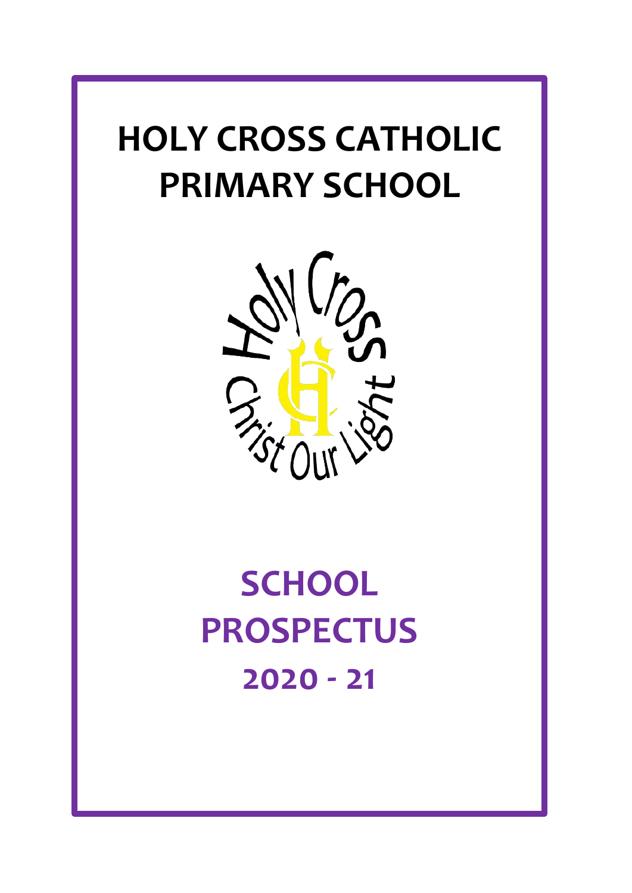# HOLY CROSS CATHOLIC PRIMARY SCHOOL

Holy Cross

Christ Our Light

# SCHOOL PROSPECTUS

## 2020 - 21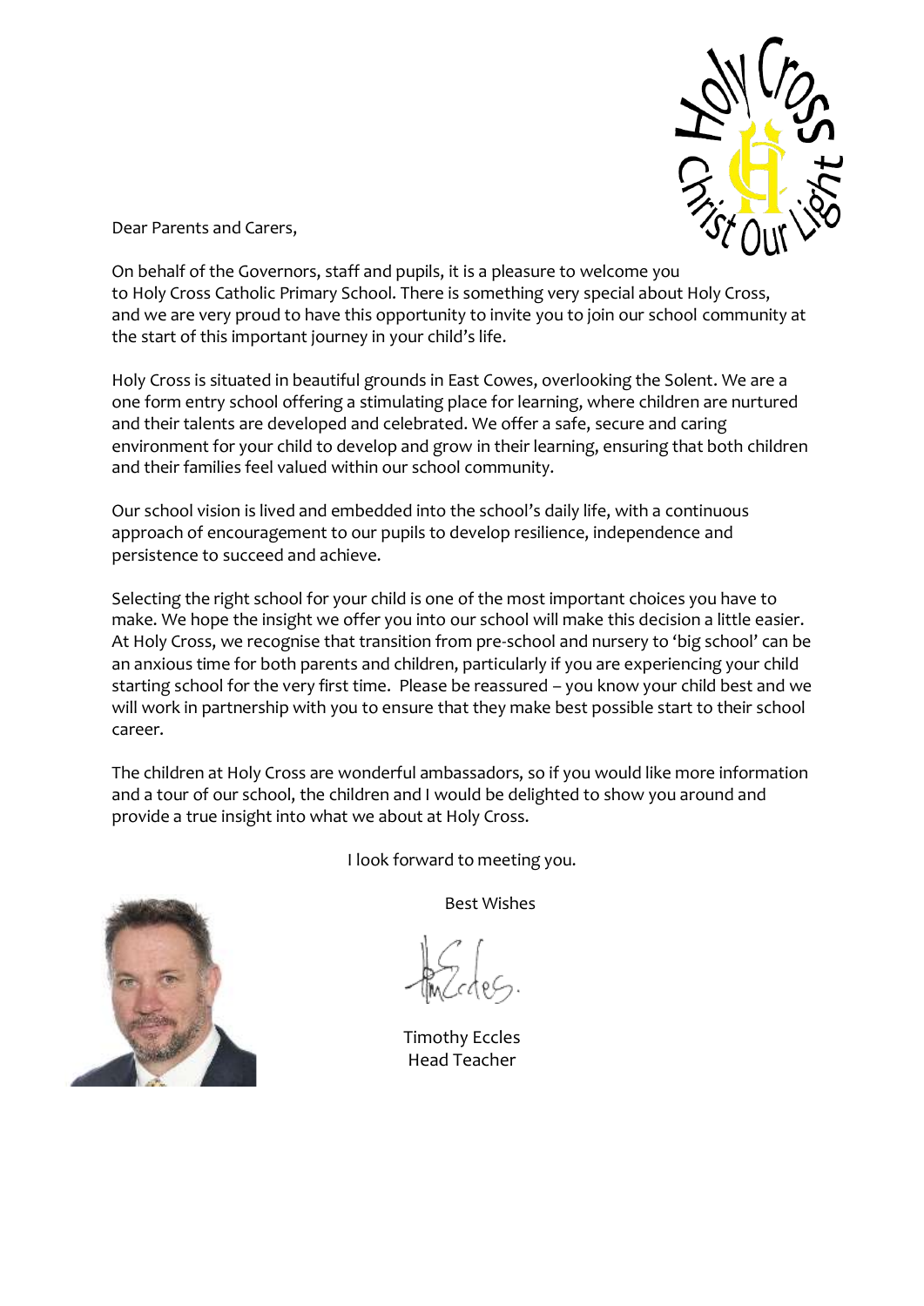Dear Parents and Carers,

On behalf of the Governors, staff and pupils, it is a pleasure to welcome you to Holy Cross Catholic Primary School. There is something very special about Holy Cross, and we are very proud to have this opportunity to invite you to join our school community at the start of this important journey in your child's life.

Holy Cross is situated in beautiful grounds in East Cowes, overlooking the Solent. We are a one form entry school offering a stimulating place for learning, where children are nurtured and their talents are developed and celebrated. We offer a safe, secure and caring environment for your child to develop and grow in their learning, ensuring that both children and their families feel valued within our school community.

Our school vision is lived and embedded into the school's daily life, with a continuous approach of encouragement to our pupils to develop resilience, independence and persistence to succeed and achieve.

Selecting the right school for your child is one of the most important choices you have to make. We hope the insight we offer you into our school will make this decision a little easier. At Holy Cross, we recognise that transition from pre-school and nursery to 'big school' can be an anxious time for both parents and children, particularly if you are experiencing your child starting school for the very first time. Please be reassured – you know your child best and we will work in partnership with you to ensure that they make best possible start to their school career.

The children at Holy Cross are wonderful ambassadors, so if you would like more information and a tour of our school, the children and I would be delighted to show you around and provide a true insight into what we about at Holy Cross.

I look forward to meeting you.

Best Wishes

Timothy Eccles
Head Teacher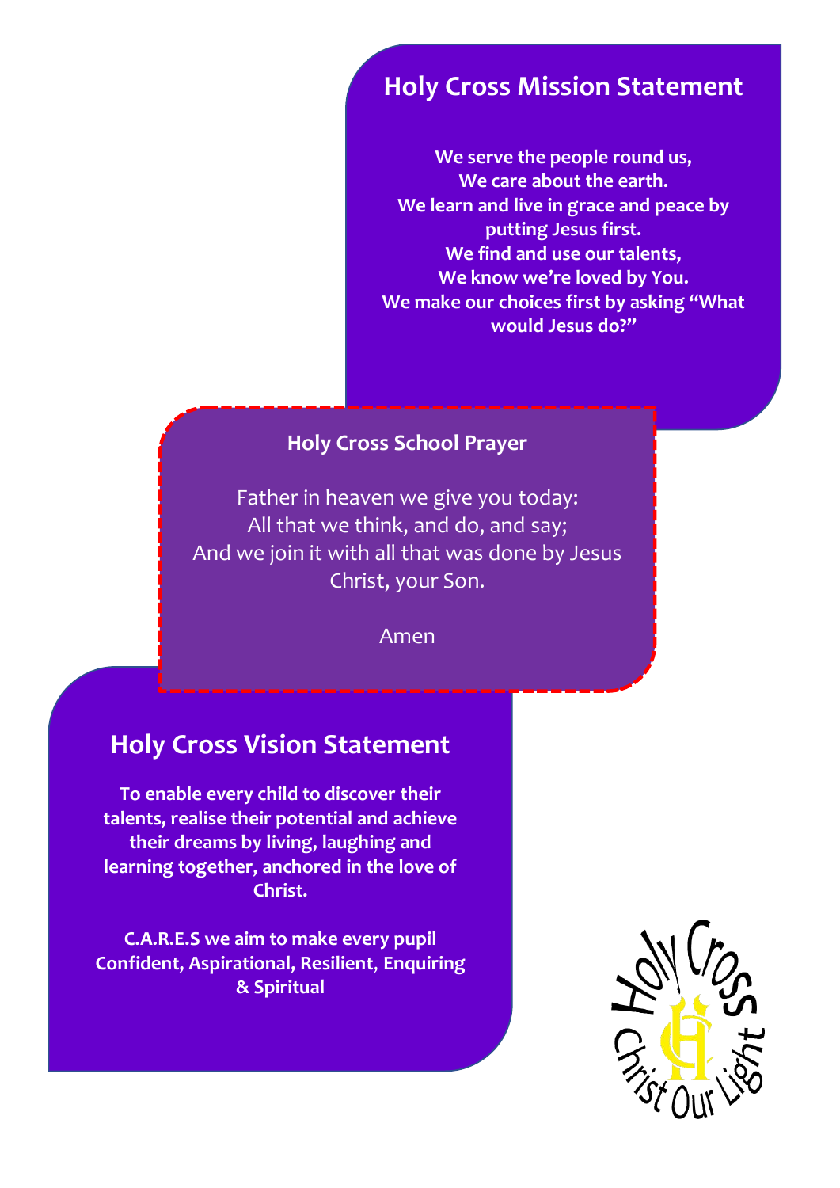## Holy Cross Mission Statement

**We serve the people round us,**
**We care about the earth.**
**We learn and live in grace and peace by putting Jesus first.**
**We find and use our talents,**
**We know we're loved by You.**
**We make our choices first by asking "What would Jesus do?"**

### Holy Cross School Prayer

Father in heaven we give you today:
All that we think, and do, and say;
And we join it with all that was done by Jesus Christ, your Son.

Amen

## Holy Cross Vision Statement

**To enable every child to discover their talents, realise their potential and achieve their dreams by living, laughing and learning together, anchored in the love of Christ.**

**C.A.R.E.S we aim to make every pupil Confident, Aspirational, Resilient, Enquiring & Spiritual**

Holy Cross
Christ Our Light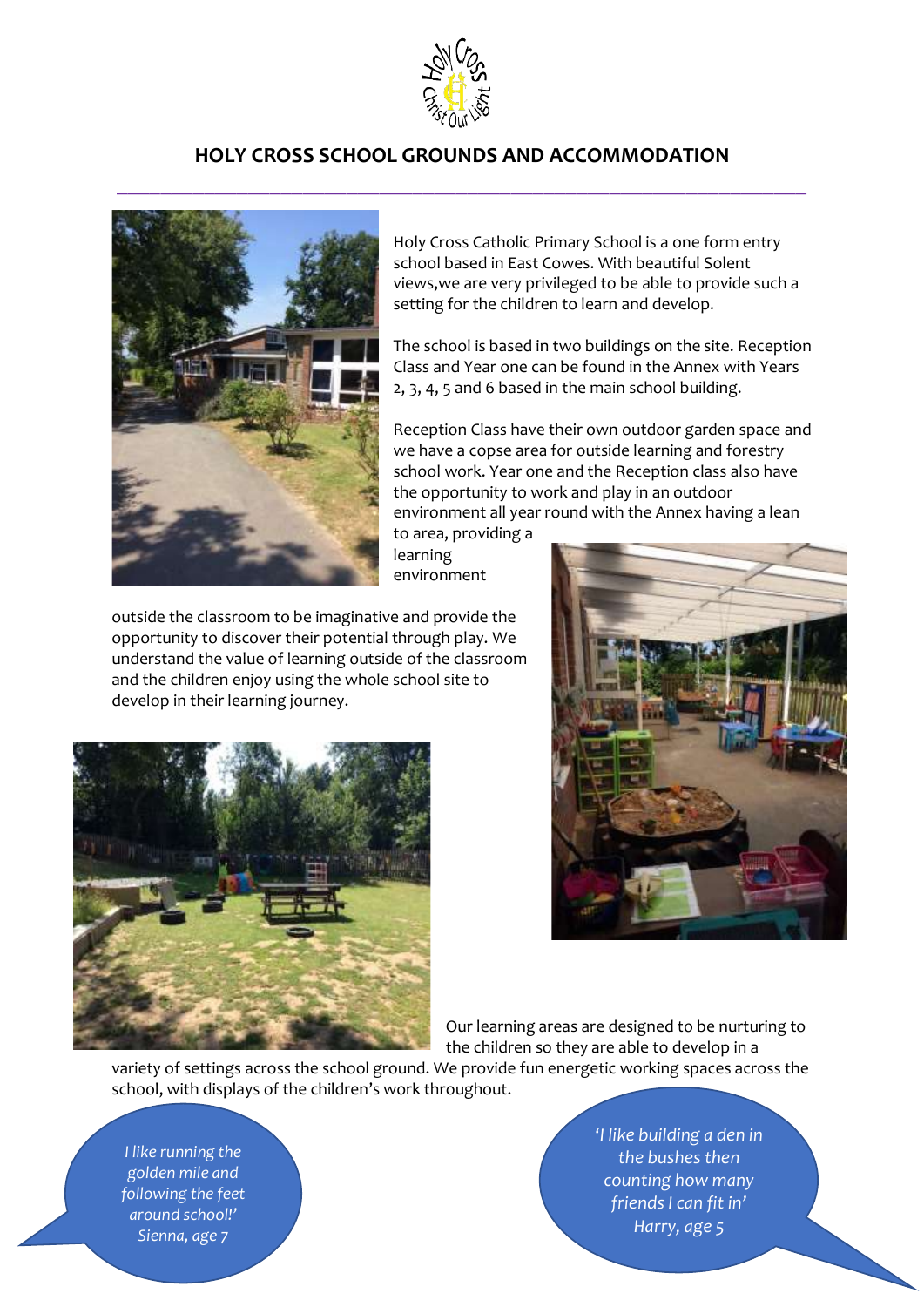# HOLY CROSS SCHOOL GROUNDS AND ACCOMMODATION

Holy Cross Catholic Primary School is a one form entry school based in East Cowes. With beautiful Solent views,we are very privileged to be able to provide such a setting for the children to learn and develop.

The school is based in two buildings on the site. Reception Class and Year one can be found in the Annex with Years 2, 3, 4, 5 and 6 based in the main school building.

Reception Class have their own outdoor garden space and we have a copse area for outside learning and forestry school work. Year one and the Reception class also have the opportunity to work and play in an outdoor environment all year round with the Annex having a lean to area, providing a learning environment outside the classroom to be imaginative and provide the opportunity to discover their potential through play. We understand the value of learning outside of the classroom and the children enjoy using the whole school site to develop in their learning journey.

Our learning areas are designed to be nurturing to the children so they are able to develop in a variety of settings across the school ground. We provide fun energetic working spaces across the school, with displays of the children's work throughout.

*I like running the golden mile and following the feet around school!' Sienna, age 7*

*'I like building a den in the bushes then counting how many friends I can fit in' Harry, age 5*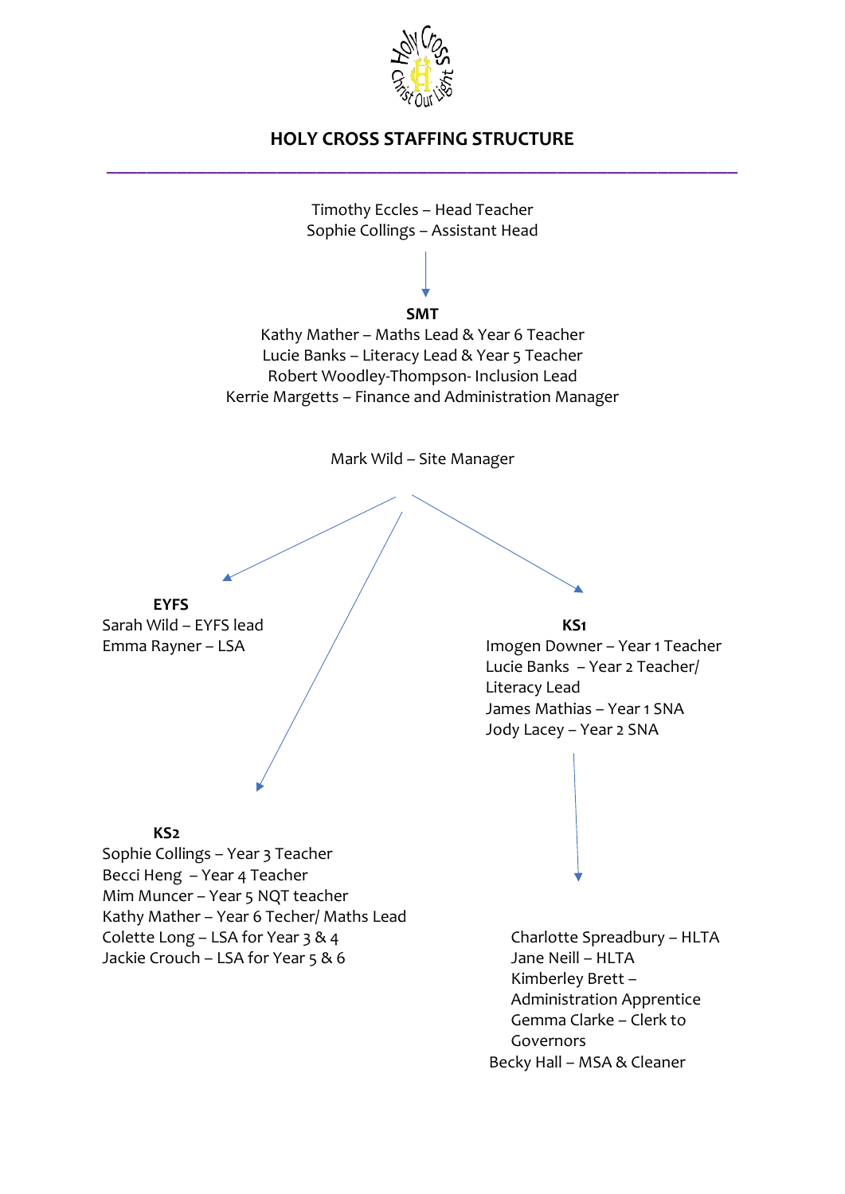# HOLY CROSS STAFFING STRUCTURE

Timothy Eccles – Head Teacher
Sophie Collings – Assistant Head

**SMT**

Kathy Mather – Maths Lead & Year 6 Teacher
Lucie Banks – Literacy Lead & Year 5 Teacher
Robert Woodley-Thompson- Inclusion Lead
Kerrie Margetts – Finance and Administration Manager

Mark Wild – Site Manager

**EYFS**

Sarah Wild – EYFS lead
Emma Rayner – LSA

**KS1**

Imogen Downer – Year 1 Teacher
Lucie Banks – Year 2 Teacher/ Literacy Lead
James Mathias – Year 1 SNA
Jody Lacey – Year 2 SNA

**KS2**

Sophie Collings – Year 3 Teacher
Becci Heng – Year 4 Teacher
Mim Muncer – Year 5 NQT teacher
Kathy Mather – Year 6 Techer/ Maths Lead
Colette Long – LSA for Year 3 & 4
Jackie Crouch – LSA for Year 5 & 6

Charlotte Spreadbury – HLTA
Jane Neill – HLTA
Kimberley Brett – Administration Apprentice
Gemma Clarke – Clerk to Governors
Becky Hall – MSA & Cleaner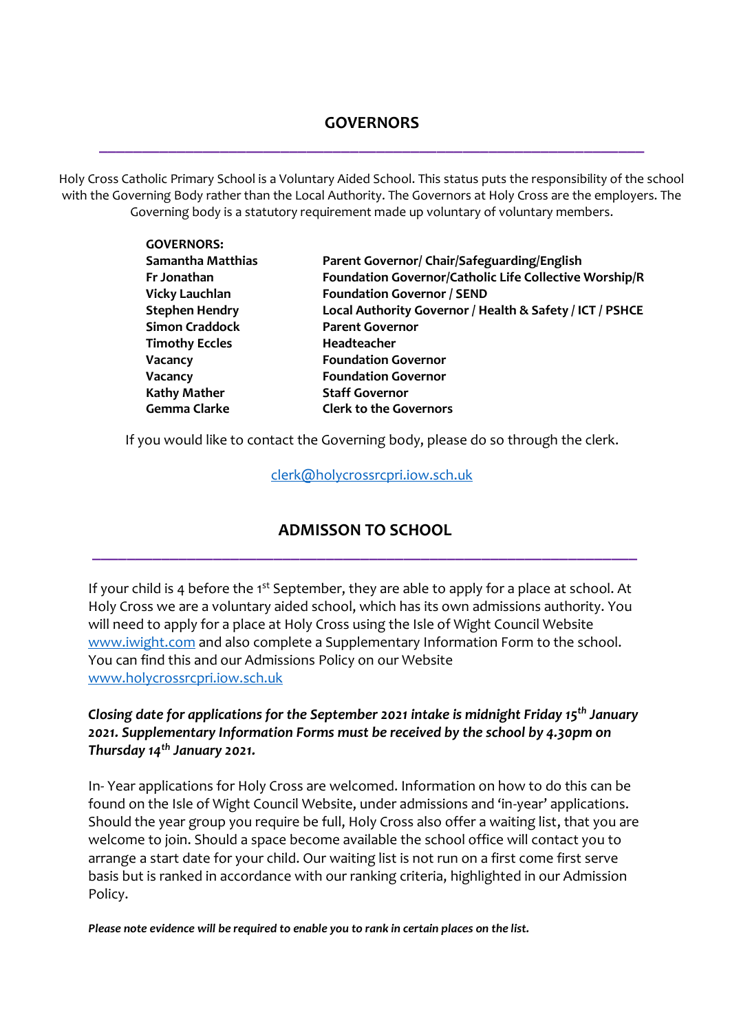## GOVERNORS

Holy Cross Catholic Primary School is a Voluntary Aided School. This status puts the responsibility of the school with the Governing Body rather than the Local Authority. The Governors at Holy Cross are the employers. The Governing body is a statutory requirement made up voluntary of voluntary members.

| **GOVERNORS:** | |
|---|---|
| **Samantha Matthias** | **Parent Governor/ Chair/Safeguarding/English** |
| **Fr Jonathan** | **Foundation Governor/Catholic Life Collective Worship/R** |
| **Vicky Lauchlan** | **Foundation Governor / SEND** |
| **Stephen Hendry** | **Local Authority Governor / Health & Safety / ICT / PSHCE** |
| **Simon Craddock** | **Parent Governor** |
| **Timothy Eccles** | **Headteacher** |
| **Vacancy** | **Foundation Governor** |
| **Vacancy** | **Foundation Governor** |
| **Kathy Mather** | **Staff Governor** |
| **Gemma Clarke** | **Clerk to the Governors** |

If you would like to contact the Governing body, please do so through the clerk.

clerk@holycrossrcpri.iow.sch.uk

## ADMISSON TO SCHOOL

If your child is 4 before the 1st September, they are able to apply for a place at school. At Holy Cross we are a voluntary aided school, which has its own admissions authority. You will need to apply for a place at Holy Cross using the Isle of Wight Council Website www.iwight.com and also complete a Supplementary Information Form to the school. You can find this and our Admissions Policy on our Website www.holycrossrcpri.iow.sch.uk

***Closing date for applications for the September 2021 intake is midnight Friday 15th January 2021. Supplementary Information Forms must be received by the school by 4.30pm on Thursday 14th January 2021.***

In- Year applications for Holy Cross are welcomed. Information on how to do this can be found on the Isle of Wight Council Website, under admissions and 'in-year' applications. Should the year group you require be full, Holy Cross also offer a waiting list, that you are welcome to join. Should a space become available the school office will contact you to arrange a start date for your child. Our waiting list is not run on a first come first serve basis but is ranked in accordance with our ranking criteria, highlighted in our Admission Policy.

***Please note evidence will be required to enable you to rank in certain places on the list.***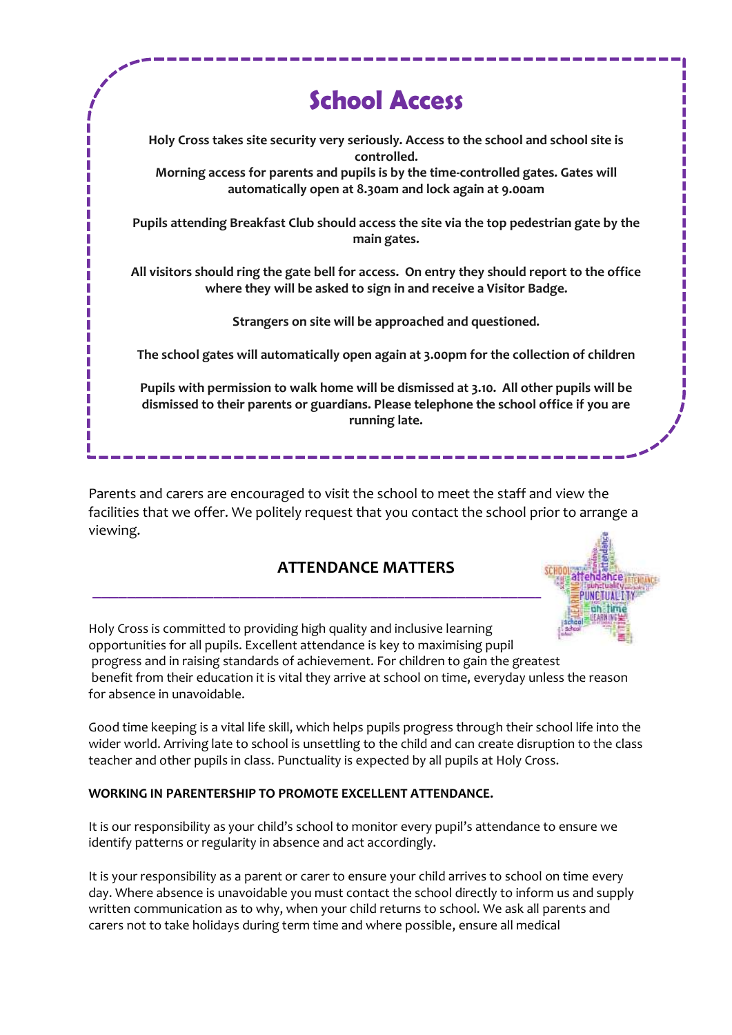# School Access

**Holy Cross takes site security very seriously. Access to the school and school site is controlled.**
**Morning access for parents and pupils is by the time-controlled gates. Gates will automatically open at 8.30am and lock again at 9.00am**

**Pupils attending Breakfast Club should access the site via the top pedestrian gate by the main gates.**

**All visitors should ring the gate bell for access. On entry they should report to the office where they will be asked to sign in and receive a Visitor Badge.**

**Strangers on site will be approached and questioned.**

**The school gates will automatically open again at 3.00pm for the collection of children**

**Pupils with permission to walk home will be dismissed at 3.10. All other pupils will be dismissed to their parents or guardians. Please telephone the school office if you are running late.**

Parents and carers are encouraged to visit the school to meet the staff and view the facilities that we offer. We politely request that you contact the school prior to arrange a viewing.

## ATTENDANCE MATTERS

Holy Cross is committed to providing high quality and inclusive learning opportunities for all pupils. Excellent attendance is key to maximising pupil progress and in raising standards of achievement. For children to gain the greatest benefit from their education it is vital they arrive at school on time, everyday unless the reason for absence in unavoidable.

Good time keeping is a vital life skill, which helps pupils progress through their school life into the wider world. Arriving late to school is unsettling to the child and can create disruption to the class teacher and other pupils in class. Punctuality is expected by all pupils at Holy Cross.

**WORKING IN PARENTERSHIP TO PROMOTE EXCELLENT ATTENDANCE.**

It is our responsibility as your child's school to monitor every pupil's attendance to ensure we identify patterns or regularity in absence and act accordingly.

It is your responsibility as a parent or carer to ensure your child arrives to school on time every day. Where absence is unavoidable you must contact the school directly to inform us and supply written communication as to why, when your child returns to school. We ask all parents and carers not to take holidays during term time and where possible, ensure all medical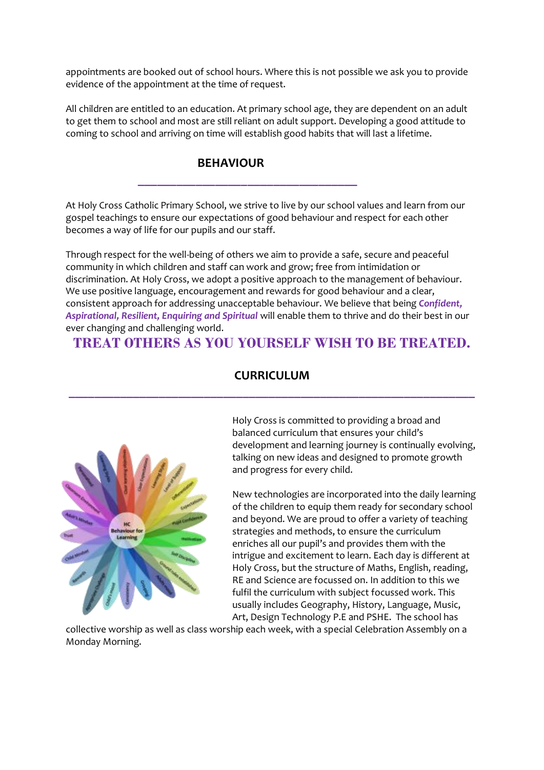appointments are booked out of school hours. Where this is not possible we ask you to provide evidence of the appointment at the time of request.

All children are entitled to an education. At primary school age, they are dependent on an adult to get them to school and most are still reliant on adult support. Developing a good attitude to coming to school and arriving on time will establish good habits that will last a lifetime.

## BEHAVIOUR

At Holy Cross Catholic Primary School, we strive to live by our school values and learn from our gospel teachings to ensure our expectations of good behaviour and respect for each other becomes a way of life for our pupils and our staff.

Through respect for the well-being of others we aim to provide a safe, secure and peaceful community in which children and staff can work and grow; free from intimidation or discrimination. At Holy Cross, we adopt a positive approach to the management of behaviour. We use positive language, encouragement and rewards for good behaviour and a clear, consistent approach for addressing unacceptable behaviour. We believe that being ***Confident, Aspirational, Resilient, Enquiring and Spiritual*** will enable them to thrive and do their best in our ever changing and challenging world.

**TREAT OTHERS AS YOU YOURSELF WISH TO BE TREATED.**

## CURRICULUM

Holy Cross is committed to providing a broad and balanced curriculum that ensures your child's development and learning journey is continually evolving, talking on new ideas and designed to promote growth and progress for every child.

New technologies are incorporated into the daily learning of the children to equip them ready for secondary school and beyond. We are proud to offer a variety of teaching strategies and methods, to ensure the curriculum enriches all our pupil's and provides them with the intrigue and excitement to learn. Each day is different at Holy Cross, but the structure of Maths, English, reading, RE and Science are focussed on. In addition to this we fulfil the curriculum with subject focussed work. This usually includes Geography, History, Language, Music, Art, Design Technology P.E and PSHE. The school has collective worship as well as class worship each week, with a special Celebration Assembly on a Monday Morning.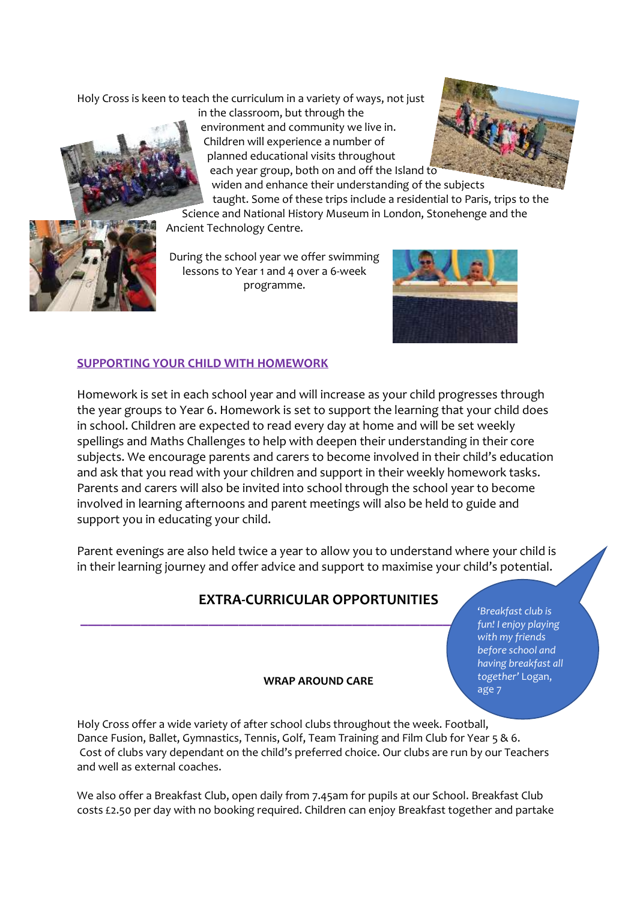Holy Cross is keen to teach the curriculum in a variety of ways, not just in the classroom, but through the environment and community we live in. Children will experience a number of planned educational visits throughout each year group, both on and off the Island to widen and enhance their understanding of the subjects taught. Some of these trips include a residential to Paris, trips to the Science and National History Museum in London, Stonehenge and the Ancient Technology Centre.

During the school year we offer swimming lessons to Year 1 and 4 over a 6-week programme.

## SUPPORTING YOUR CHILD WITH HOMEWORK

Homework is set in each school year and will increase as your child progresses through the year groups to Year 6. Homework is set to support the learning that your child does in school. Children are expected to read every day at home and will be set weekly spellings and Maths Challenges to help with deepen their understanding in their core subjects. We encourage parents and carers to become involved in their child's education and ask that you read with your children and support in their weekly homework tasks. Parents and carers will also be invited into school through the school year to become involved in learning afternoons and parent meetings will also be held to guide and support you in educating your child.

Parent evenings are also held twice a year to allow you to understand where your child is in their learning journey and offer advice and support to maximise your child's potential.

## EXTRA-CURRICULAR OPPORTUNITIES

*'Breakfast club is fun! I enjoy playing with my friends before school and having breakfast all together'* Logan, age 7

### WRAP AROUND CARE

Holy Cross offer a wide variety of after school clubs throughout the week. Football, Dance Fusion, Ballet, Gymnastics, Tennis, Golf, Team Training and Film Club for Year 5 & 6. Cost of clubs vary dependant on the child's preferred choice. Our clubs are run by our Teachers and well as external coaches.

We also offer a Breakfast Club, open daily from 7.45am for pupils at our School. Breakfast Club costs £2.50 per day with no booking required. Children can enjoy Breakfast together and partake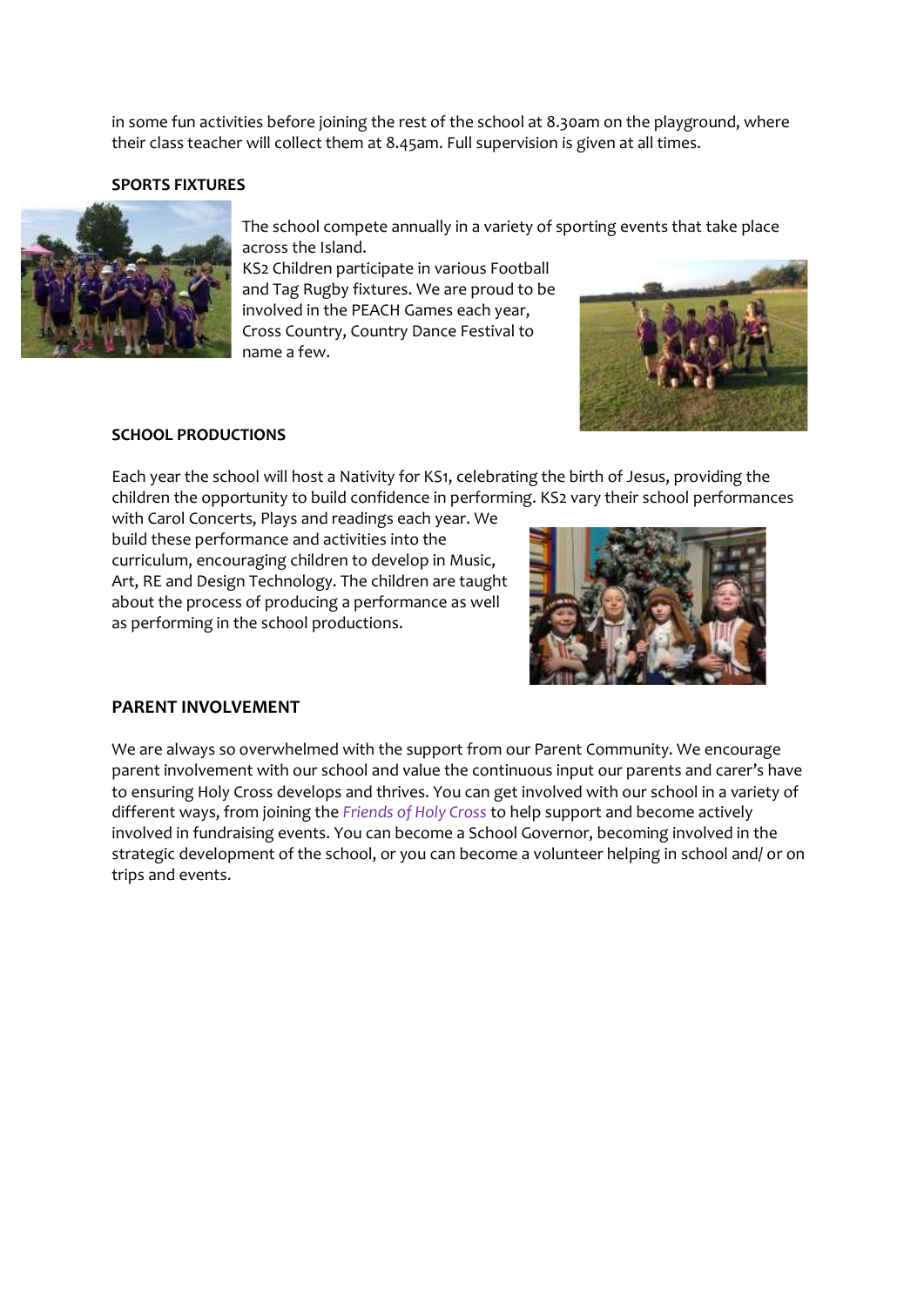in some fun activities before joining the rest of the school at 8.30am on the playground, where their class teacher will collect them at 8.45am. Full supervision is given at all times.

**SPORTS FIXTURES**

The school compete annually in a variety of sporting events that take place across the Island.

KS2 Children participate in various Football and Tag Rugby fixtures. We are proud to be involved in the PEACH Games each year, Cross Country, Country Dance Festival to name a few.

**SCHOOL PRODUCTIONS**

Each year the school will host a Nativity for KS1, celebrating the birth of Jesus, providing the children the opportunity to build confidence in performing. KS2 vary their school performances with Carol Concerts, Plays and readings each year. We build these performance and activities into the curriculum, encouraging children to develop in Music, Art, RE and Design Technology. The children are taught about the process of producing a performance as well as performing in the school productions.

**PARENT INVOLVEMENT**

We are always so overwhelmed with the support from our Parent Community. We encourage parent involvement with our school and value the continuous input our parents and carer's have to ensuring Holy Cross develops and thrives. You can get involved with our school in a variety of different ways, from joining the *Friends of Holy Cross* to help support and become actively involved in fundraising events. You can become a School Governor, becoming involved in the strategic development of the school, or you can become a volunteer helping in school and/ or on trips and events.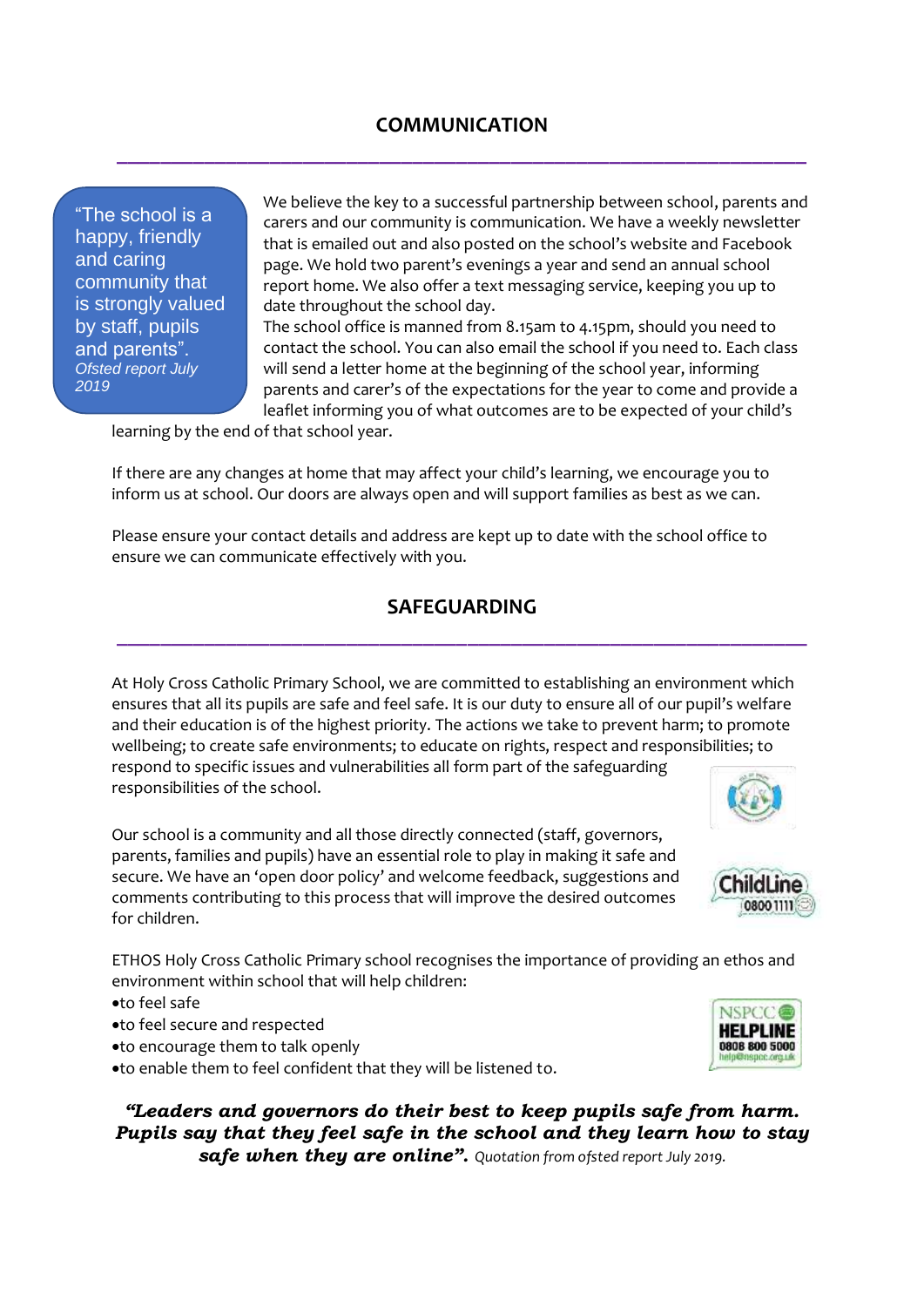## COMMUNICATION

> "The school is a happy, friendly and caring community that is strongly valued by staff, pupils and parents".
> *Ofsted report July 2019*

We believe the key to a successful partnership between school, parents and carers and our community is communication. We have a weekly newsletter that is emailed out and also posted on the school's website and Facebook page. We hold two parent's evenings a year and send an annual school report home. We also offer a text messaging service, keeping you up to date throughout the school day.

The school office is manned from 8.15am to 4.15pm, should you need to contact the school. You can also email the school if you need to. Each class will send a letter home at the beginning of the school year, informing parents and carer's of the expectations for the year to come and provide a leaflet informing you of what outcomes are to be expected of your child's learning by the end of that school year.

If there are any changes at home that may affect your child's learning, we encourage you to inform us at school. Our doors are always open and will support families as best as we can.

Please ensure your contact details and address are kept up to date with the school office to ensure we can communicate effectively with you.

## SAFEGUARDING

At Holy Cross Catholic Primary School, we are committed to establishing an environment which ensures that all its pupils are safe and feel safe. It is our duty to ensure all of our pupil's welfare and their education is of the highest priority. The actions we take to prevent harm; to promote wellbeing; to create safe environments; to educate on rights, respect and responsibilities; to respond to specific issues and vulnerabilities all form part of the safeguarding responsibilities of the school.

Our school is a community and all those directly connected (staff, governors, parents, families and pupils) have an essential role to play in making it safe and secure. We have an 'open door policy' and welcome feedback, suggestions and comments contributing to this process that will improve the desired outcomes for children.

ChildLine 0800 1111

ETHOS Holy Cross Catholic Primary school recognises the importance of providing an ethos and environment within school that will help children:

- to feel safe
- to feel secure and respected
- to encourage them to talk openly
- to enable them to feel confident that they will be listened to.

NSPCC HELPLINE 0808 800 5000 help@nspcc.org.uk

***"Leaders and governors do their best to keep pupils safe from harm. Pupils say that they feel safe in the school and they learn how to stay safe when they are online".*** *Quotation from ofsted report July 2019.*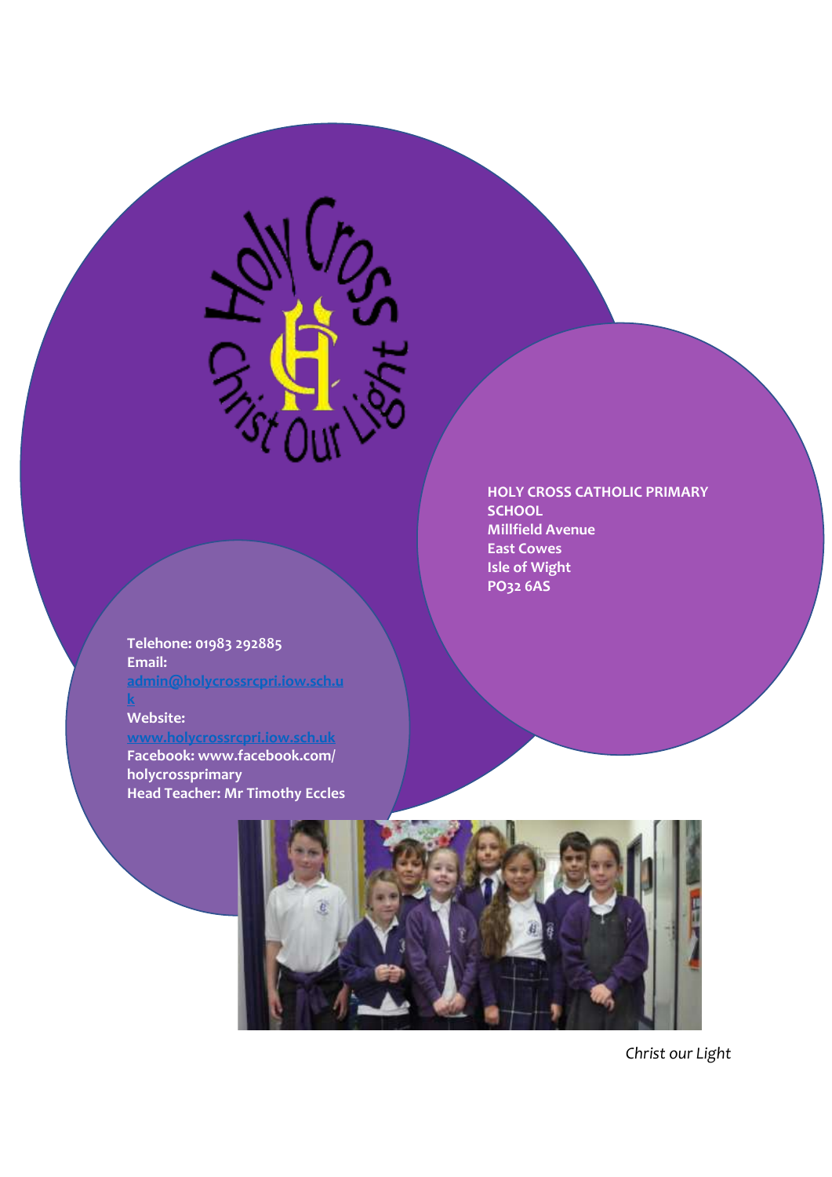**HOLY CROSS CATHOLIC PRIMARY SCHOOL**
**Millfield Avenue**
**East Cowes**
**Isle of Wight**
**PO32 6AS**

**Telehone: 01983 292885**
**Email:** admin@holycrossrcpri.iow.sch.uk
**Website:** www.holycrossrcpri.iow.sch.uk
**Facebook: www.facebook.com/holycrossprimary**
**Head Teacher: Mr Timothy Eccles**

*Christ our Light*